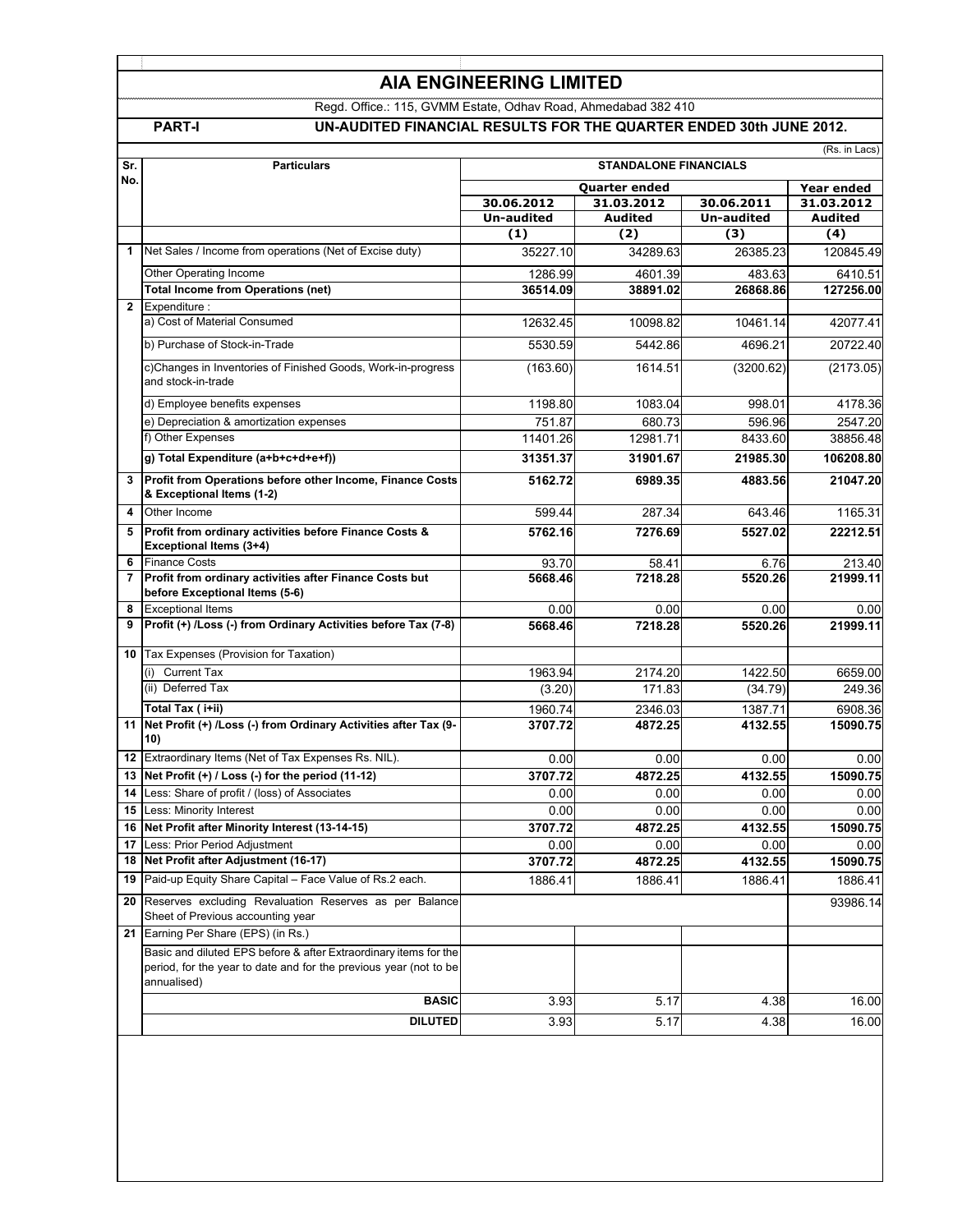# AIA ENGINEERING LIMITED

Regd. Office.: 115, GVMM Estate, Odhav Road, Ahmedabad 382 410

**PART-I** **UN-AUDITED FINANCIAL RESULTS FOR THE QUARTER ENDED 30th JUNE 2012.**

(Rs. in Lacs)

| Sr. No. | Particulars | STANDALONE FINANCIALS | | | |
|---|---|---|---|---|---|
| | | Quarter ended | | | Year ended |
| | | 30.06.2012 | 31.03.2012 | 30.06.2011 | 31.03.2012 |
| | | Un-audited | Audited | Un-audited | Audited |
| | | (1) | (2) | (3) | (4) |
| 1 | Net Sales / Income from operations (Net of Excise duty) | 35227.10 | 34289.63 | 26385.23 | 120845.49 |
| | Other Operating Income | 1286.99 | 4601.39 | 483.63 | 6410.51 |
| | **Total Income from Operations (net)** | **36514.09** | **38891.02** | **26868.86** | **127256.00** |
| 2 | Expenditure : | | | | |
| | a) Cost of Material Consumed | 12632.45 | 10098.82 | 10461.14 | 42077.41 |
| | b) Purchase of Stock-in-Trade | 5530.59 | 5442.86 | 4696.21 | 20722.40 |
| | c)Changes in Inventories of Finished Goods, Work-in-progress and stock-in-trade | (163.60) | 1614.51 | (3200.62) | (2173.05) |
| | d) Employee benefits expenses | 1198.80 | 1083.04 | 998.01 | 4178.36 |
| | e) Depreciation & amortization expenses | 751.87 | 680.73 | 596.96 | 2547.20 |
| | f) Other Expenses | 11401.26 | 12981.71 | 8433.60 | 38856.48 |
| | **g) Total Expenditure (a+b+c+d+e+f))** | **31351.37** | **31901.67** | **21985.30** | **106208.80** |
| 3 | **Profit from Operations before other Income, Finance Costs & Exceptional Items (1-2)** | **5162.72** | **6989.35** | **4883.56** | **21047.20** |
| 4 | Other Income | 599.44 | 287.34 | 643.46 | 1165.31 |
| 5 | **Profit from ordinary activities before Finance Costs & Exceptional Items (3+4)** | **5762.16** | **7276.69** | **5527.02** | **22212.51** |
| 6 | Finance Costs | 93.70 | 58.41 | 6.76 | 213.40 |
| 7 | **Profit from ordinary activities after Finance Costs but before Exceptional Items (5-6)** | **5668.46** | **7218.28** | **5520.26** | **21999.11** |
| 8 | Exceptional Items | 0.00 | 0.00 | 0.00 | 0.00 |
| 9 | **Profit (+) /Loss (-) from Ordinary Activities before Tax (7-8)** | **5668.46** | **7218.28** | **5520.26** | **21999.11** |
| 10 | Tax Expenses (Provision for Taxation) | | | | |
| | (i) Current Tax | 1963.94 | 2174.20 | 1422.50 | 6659.00 |
| | (ii) Deferred Tax | (3.20) | 171.83 | (34.79) | 249.36 |
| | **Total Tax ( i+ii)** | 1960.74 | 2346.03 | 1387.71 | 6908.36 |
| 11 | **Net Profit (+) /Loss (-) from Ordinary Activities after Tax (9-10)** | **3707.72** | **4872.25** | **4132.55** | **15090.75** |
| 12 | Extraordinary Items (Net of Tax Expenses Rs. NIL). | 0.00 | 0.00 | 0.00 | 0.00 |
| 13 | **Net Profit (+) / Loss (-) for the period (11-12)** | **3707.72** | **4872.25** | **4132.55** | **15090.75** |
| 14 | Less: Share of profit / (loss) of Associates | 0.00 | 0.00 | 0.00 | 0.00 |
| 15 | Less: Minority Interest | 0.00 | 0.00 | 0.00 | 0.00 |
| 16 | **Net Profit after Minority Interest (13-14-15)** | **3707.72** | **4872.25** | **4132.55** | **15090.75** |
| 17 | Less: Prior Period Adjustment | 0.00 | 0.00 | 0.00 | 0.00 |
| 18 | **Net Profit after Adjustment (16-17)** | **3707.72** | **4872.25** | **4132.55** | **15090.75** |
| 19 | Paid-up Equity Share Capital – Face Value of Rs.2 each. | 1886.41 | 1886.41 | 1886.41 | 1886.41 |
| 20 | Reserves excluding Revaluation Reserves as per Balance Sheet of Previous accounting year | | | | 93986.14 |
| 21 | Earning Per Share (EPS) (in Rs.) | | | | |
| | Basic and diluted EPS before & after Extraordinary items for the period, for the year to date and for the previous year (not to be annualised) | | | | |
| | **BASIC** | 3.93 | 5.17 | 4.38 | 16.00 |
| | **DILUTED** | 3.93 | 5.17 | 4.38 | 16.00 |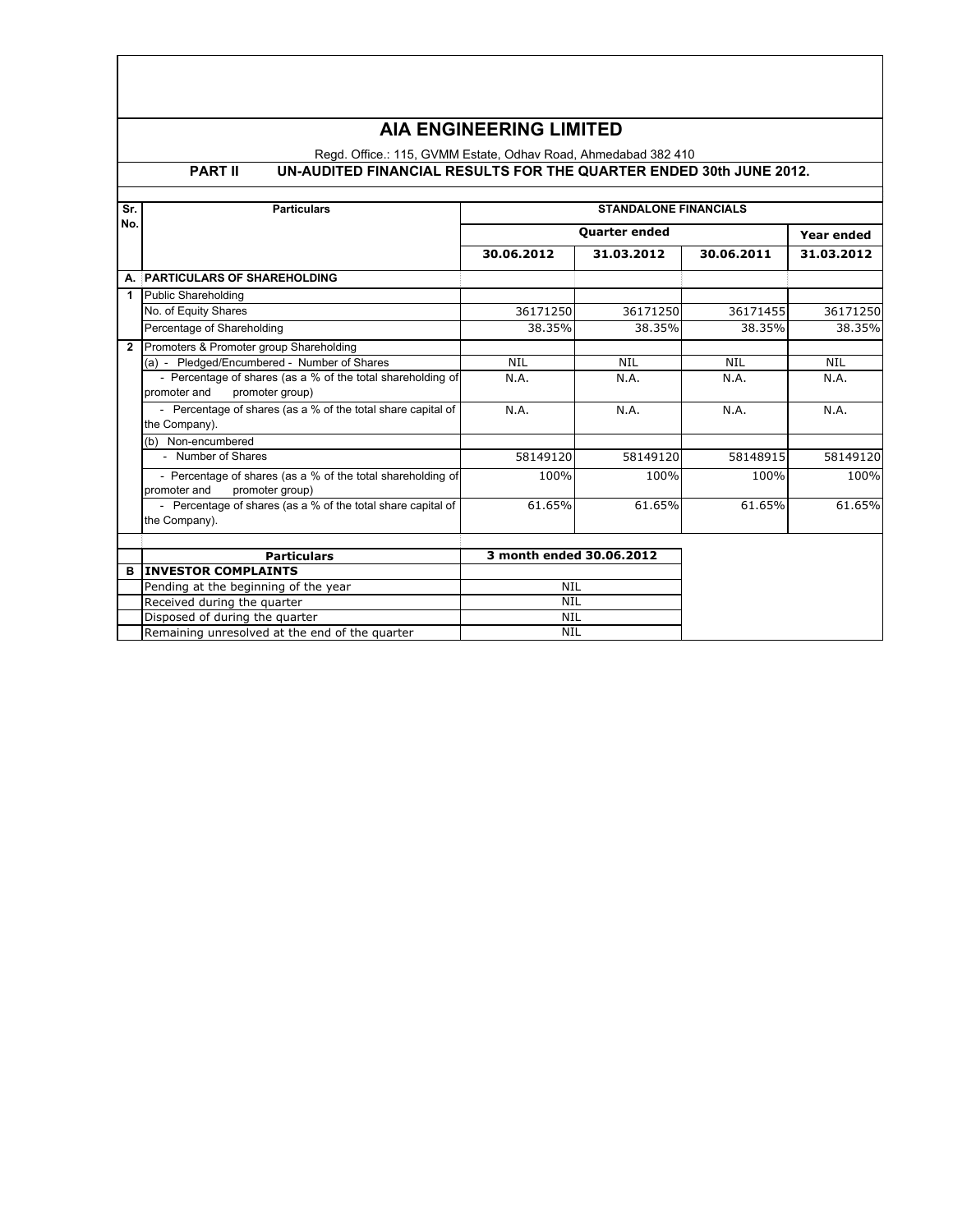# AIA ENGINEERING LIMITED

Regd. Office.: 115, GVMM Estate, Odhav Road, Ahmedabad 382 410

**PART II UN-AUDITED FINANCIAL RESULTS FOR THE QUARTER ENDED 30th JUNE 2012.**

| Sr. No. | Particulars | STANDALONE FINANCIALS | | | |
|---|---|---|---|---|---|
| | | Quarter ended | | | Year ended |
| | | 30.06.2012 | 31.03.2012 | 30.06.2011 | 31.03.2012 |
| A. | **PARTICULARS OF SHAREHOLDING** | | | | |
| 1 | Public Shareholding | | | | |
| | No. of Equity Shares | 36171250 | 36171250 | 36171455 | 36171250 |
| | Percentage of Shareholding | 38.35% | 38.35% | 38.35% | 38.35% |
| 2 | Promoters & Promoter group Shareholding | | | | |
| | (a) - Pledged/Encumbered - Number of Shares | NIL | NIL | NIL | NIL |
| | - Percentage of shares (as a % of the total shareholding of promoter and promoter group) | N.A. | N.A. | N.A. | N.A. |
| | - Percentage of shares (as a % of the total share capital of the Company). | N.A. | N.A. | N.A. | N.A. |
| | (b) Non-encumbered | | | | |
| | - Number of Shares | 58149120 | 58149120 | 58148915 | 58149120 |
| | - Percentage of shares (as a % of the total shareholding of promoter and promoter group) | 100% | 100% | 100% | 100% |
| | - Percentage of shares (as a % of the total share capital of the Company). | 61.65% | 61.65% | 61.65% | 61.65% |

| | Particulars | 3 month ended 30.06.2012 |
|---|---|---|
| B | **INVESTOR COMPLAINTS** | |
| | Pending at the beginning of the year | NIL |
| | Received during the quarter | NIL |
| | Disposed of during the quarter | NIL |
| | Remaining unresolved at the end of the quarter | NIL |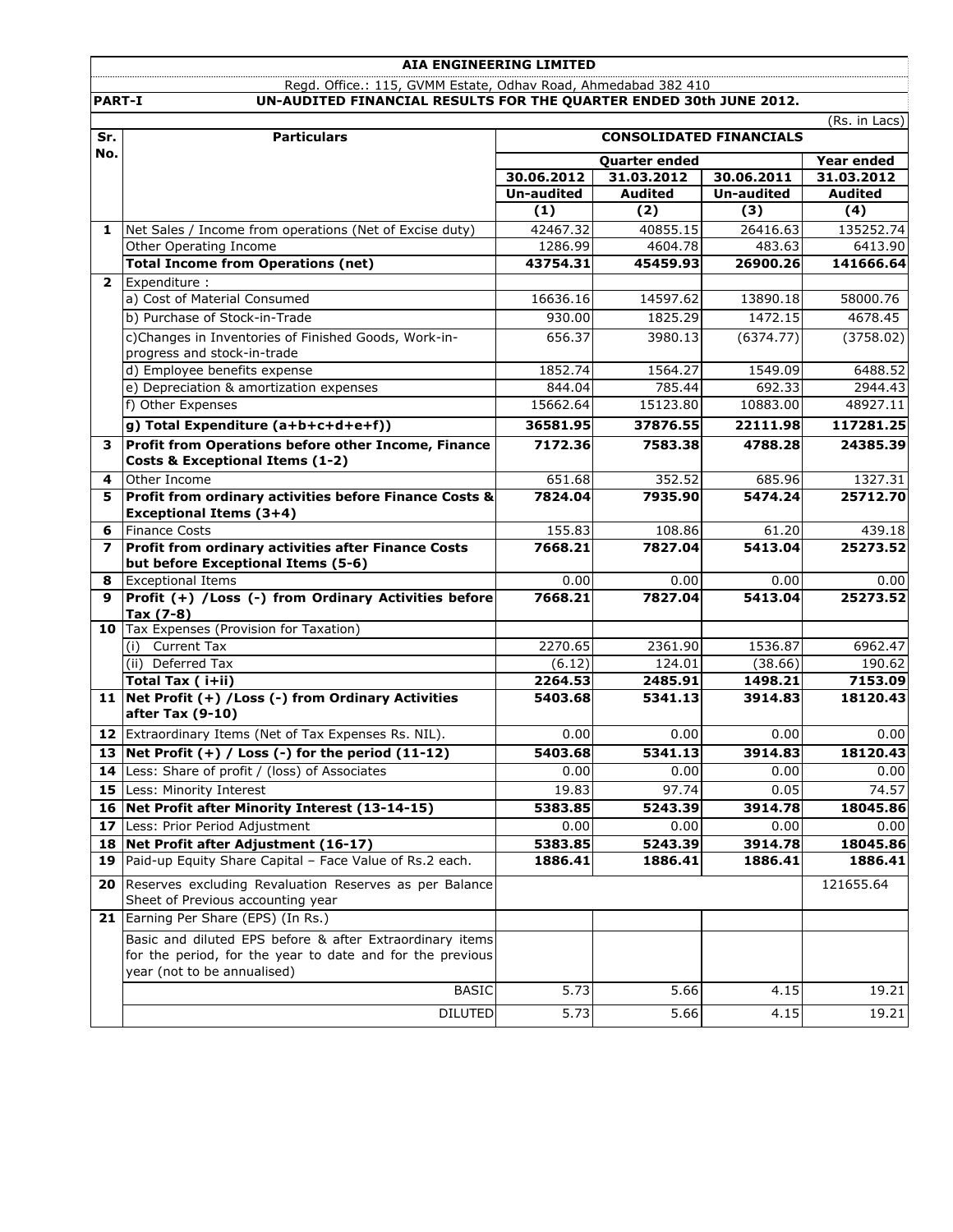**AIA ENGINEERING LIMITED**

Regd. Office.: 115, GVMM Estate, Odhav Road, Ahmedabad 382 410

**PART-I** **UN-AUDITED FINANCIAL RESULTS FOR THE QUARTER ENDED 30th JUNE 2012.**

(Rs. in Lacs)

| Sr. No. | Particulars | CONSOLIDATED FINANCIALS | | | |
|---|---|---|---|---|---|
| | | Quarter ended | | | Year ended |
| | | 30.06.2012 | 31.03.2012 | 30.06.2011 | 31.03.2012 |
| | | Un-audited | Audited | Un-audited | Audited |
| | | (1) | (2) | (3) | (4) |
| 1 | Net Sales / Income from operations (Net of Excise duty) | 42467.32 | 40855.15 | 26416.63 | 135252.74 |
| | Other Operating Income | 1286.99 | 4604.78 | 483.63 | 6413.90 |
| | **Total Income from Operations (net)** | **43754.31** | **45459.93** | **26900.26** | **141666.64** |
| 2 | Expenditure : | | | | |
| | a) Cost of Material Consumed | 16636.16 | 14597.62 | 13890.18 | 58000.76 |
| | b) Purchase of Stock-in-Trade | 930.00 | 1825.29 | 1472.15 | 4678.45 |
| | c)Changes in Inventories of Finished Goods, Work-in-progress and stock-in-trade | 656.37 | 3980.13 | (6374.77) | (3758.02) |
| | d) Employee benefits expense | 1852.74 | 1564.27 | 1549.09 | 6488.52 |
| | e) Depreciation & amortization expenses | 844.04 | 785.44 | 692.33 | 2944.43 |
| | f) Other Expenses | 15662.64 | 15123.80 | 10883.00 | 48927.11 |
| | **g) Total Expenditure (a+b+c+d+e+f))** | **36581.95** | **37876.55** | **22111.98** | **117281.25** |
| 3 | **Profit from Operations before other Income, Finance Costs & Exceptional Items (1-2)** | **7172.36** | **7583.38** | **4788.28** | **24385.39** |
| 4 | Other Income | 651.68 | 352.52 | 685.96 | 1327.31 |
| 5 | **Profit from ordinary activities before Finance Costs & Exceptional Items (3+4)** | **7824.04** | **7935.90** | **5474.24** | **25712.70** |
| 6 | Finance Costs | 155.83 | 108.86 | 61.20 | 439.18 |
| 7 | **Profit from ordinary activities after Finance Costs but before Exceptional Items (5-6)** | **7668.21** | **7827.04** | **5413.04** | **25273.52** |
| 8 | Exceptional Items | 0.00 | 0.00 | 0.00 | 0.00 |
| 9 | **Profit (+) /Loss (-) from Ordinary Activities before Tax (7-8)** | **7668.21** | **7827.04** | **5413.04** | **25273.52** |
| 10 | Tax Expenses (Provision for Taxation) | | | | |
| | (i) Current Tax | 2270.65 | 2361.90 | 1536.87 | 6962.47 |
| | (ii) Deferred Tax | (6.12) | 124.01 | (38.66) | 190.62 |
| | **Total Tax ( i+ii)** | **2264.53** | **2485.91** | **1498.21** | **7153.09** |
| 11 | **Net Profit (+) /Loss (-) from Ordinary Activities after Tax (9-10)** | **5403.68** | **5341.13** | **3914.83** | **18120.43** |
| 12 | Extraordinary Items (Net of Tax Expenses Rs. NIL). | 0.00 | 0.00 | 0.00 | 0.00 |
| 13 | **Net Profit (+) / Loss (-) for the period (11-12)** | **5403.68** | **5341.13** | **3914.83** | **18120.43** |
| 14 | Less: Share of profit / (loss) of Associates | 0.00 | 0.00 | 0.00 | 0.00 |
| 15 | Less: Minority Interest | 19.83 | 97.74 | 0.05 | 74.57 |
| 16 | **Net Profit after Minority Interest (13-14-15)** | **5383.85** | **5243.39** | **3914.78** | **18045.86** |
| 17 | Less: Prior Period Adjustment | 0.00 | 0.00 | 0.00 | 0.00 |
| 18 | **Net Profit after Adjustment (16-17)** | **5383.85** | **5243.39** | **3914.78** | **18045.86** |
| 19 | Paid-up Equity Share Capital – Face Value of Rs.2 each. | **1886.41** | **1886.41** | **1886.41** | **1886.41** |
| 20 | Reserves excluding Revaluation Reserves as per Balance Sheet of Previous accounting year | | | | 121655.64 |
| 21 | Earning Per Share (EPS) (In Rs.) | | | | |
| | Basic and diluted EPS before & after Extraordinary items for the period, for the year to date and for the previous year (not to be annualised) | | | | |
| | BASIC | 5.73 | 5.66 | 4.15 | 19.21 |
| | DILUTED | 5.73 | 5.66 | 4.15 | 19.21 |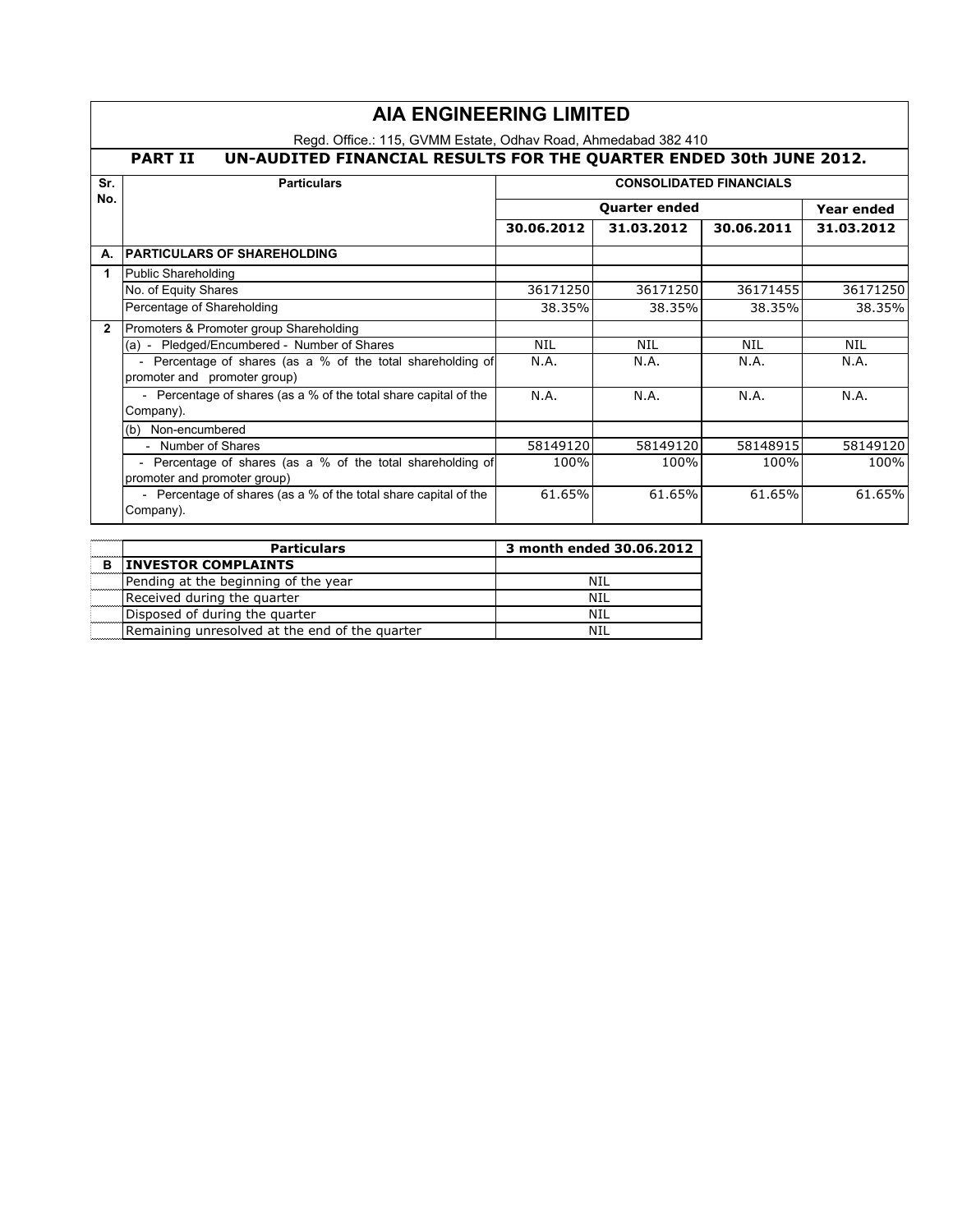# AIA ENGINEERING LIMITED

Regd. Office.: 115, GVMM Estate, Odhav Road, Ahmedabad 382 410

## PART II UN-AUDITED FINANCIAL RESULTS FOR THE QUARTER ENDED 30th JUNE 2012.

| Sr. No. | Particulars | CONSOLIDATED FINANCIALS | | | |
|---|---|---|---|---|---|
| | | Quarter ended | | | Year ended |
| | | 30.06.2012 | 31.03.2012 | 30.06.2011 | 31.03.2012 |
| A. | **PARTICULARS OF SHAREHOLDING** | | | | |
| 1 | Public Shareholding | | | | |
| | No. of Equity Shares | 36171250 | 36171250 | 36171455 | 36171250 |
| | Percentage of Shareholding | 38.35% | 38.35% | 38.35% | 38.35% |
| 2 | Promoters & Promoter group Shareholding | | | | |
| | (a) - Pledged/Encumbered - Number of Shares | NIL | NIL | NIL | NIL |
| | - Percentage of shares (as a % of the total shareholding of promoter and promoter group) | N.A. | N.A. | N.A. | N.A. |
| | - Percentage of shares (as a % of the total share capital of the Company). | N.A. | N.A. | N.A. | N.A. |
| | (b) Non-encumbered | | | | |
| | - Number of Shares | 58149120 | 58149120 | 58148915 | 58149120 |
| | - Percentage of shares (as a % of the total shareholding of promoter and promoter group) | 100% | 100% | 100% | 100% |
| | - Percentage of shares (as a % of the total share capital of the Company). | 61.65% | 61.65% | 61.65% | 61.65% |

| | Particulars | 3 month ended 30.06.2012 |
|---|---|---|
| B | **INVESTOR COMPLAINTS** | |
| | Pending at the beginning of the year | NIL |
| | Received during the quarter | NIL |
| | Disposed of during the quarter | NIL |
| | Remaining unresolved at the end of the quarter | NIL |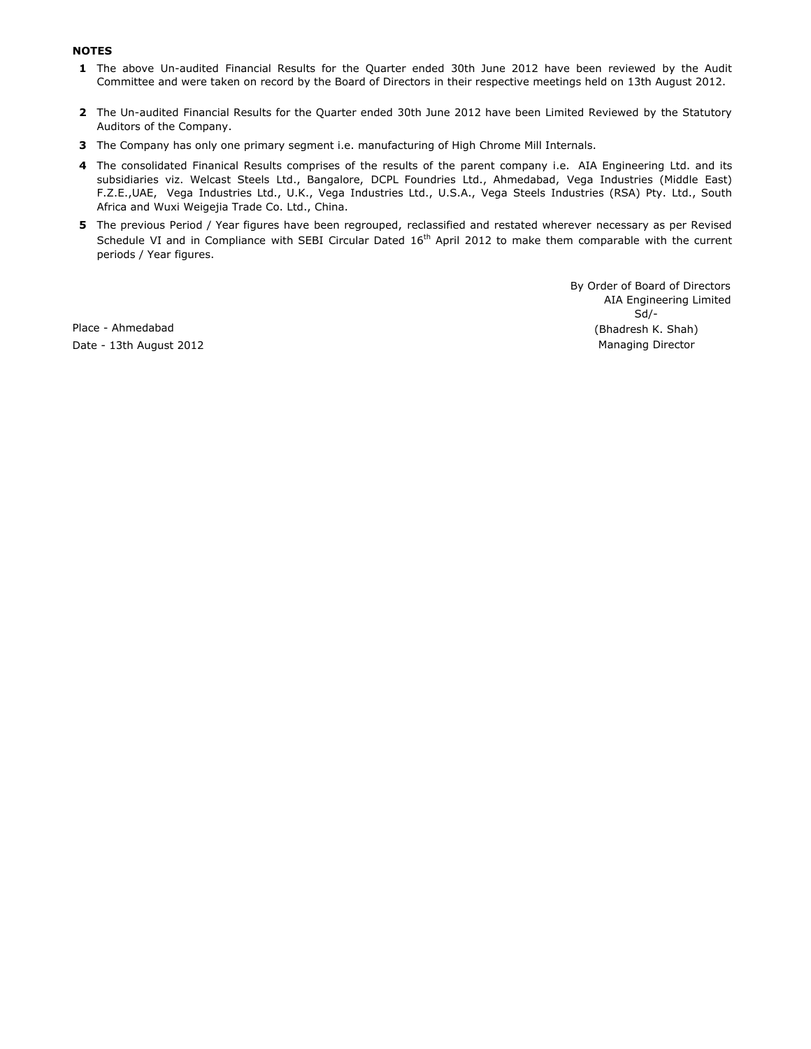**NOTES**

1. The above Un-audited Financial Results for the Quarter ended 30th June 2012 have been reviewed by the Audit Committee and were taken on record by the Board of Directors in their respective meetings held on 13th August 2012.
2. The Un-audited Financial Results for the Quarter ended 30th June 2012 have been Limited Reviewed by the Statutory Auditors of the Company.
3. The Company has only one primary segment i.e. manufacturing of High Chrome Mill Internals.
4. The consolidated Finanical Results comprises of the results of the parent company i.e. AIA Engineering Ltd. and its subsidiaries viz. Welcast Steels Ltd., Bangalore, DCPL Foundries Ltd., Ahmedabad, Vega Industries (Middle East) F.Z.E.,UAE, Vega Industries Ltd., U.K., Vega Industries Ltd., U.S.A., Vega Steels Industries (RSA) Pty. Ltd., South Africa and Wuxi Weigejia Trade Co. Ltd., China.
5. The previous Period / Year figures have been regrouped, reclassified and restated wherever necessary as per Revised Schedule VI and in Compliance with SEBI Circular Dated 16th April 2012 to make them comparable with the current periods / Year figures.

By Order of Board of Directors
AIA Engineering Limited
Sd/-
(Bhadresh K. Shah)
Managing Director

Place - Ahmedabad
Date - 13th August 2012